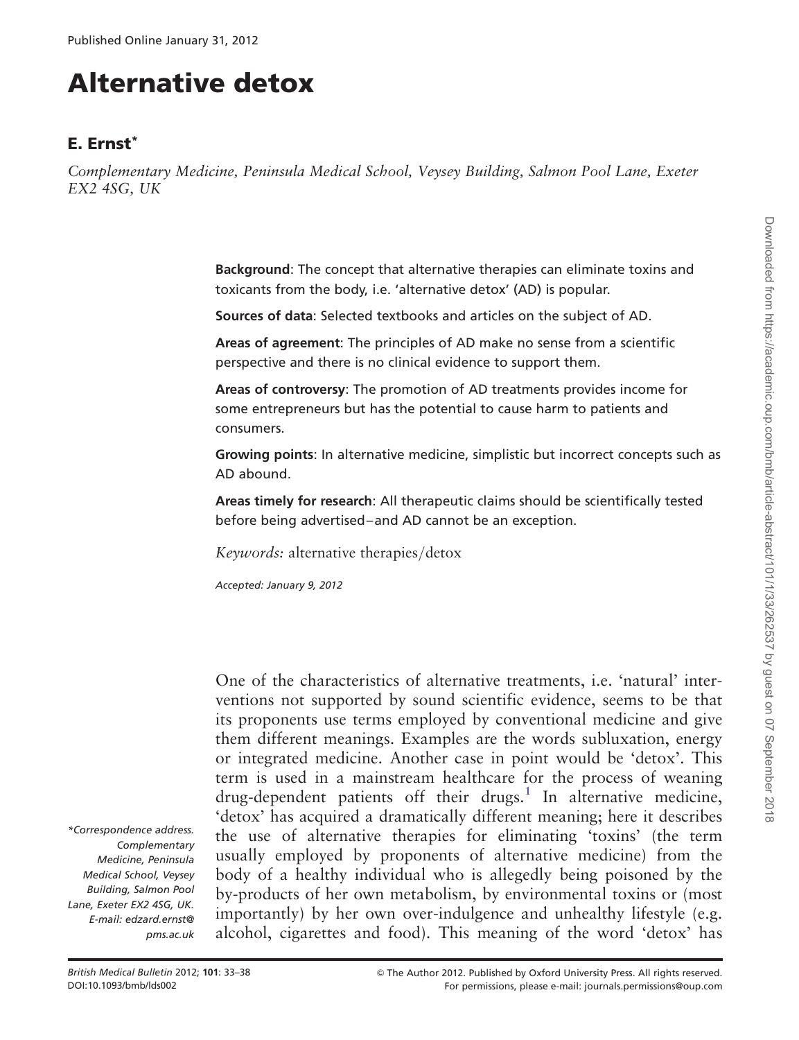Published Online January 31, 2012

# Alternative detox

**E. Ernst***

*Complementary Medicine, Peninsula Medical School, Veysey Building, Salmon Pool Lane, Exeter EX2 4SG, UK*

**Background**: The concept that alternative therapies can eliminate toxins and toxicants from the body, i.e. 'alternative detox' (AD) is popular.

**Sources of data**: Selected textbooks and articles on the subject of AD.

**Areas of agreement**: The principles of AD make no sense from a scientific perspective and there is no clinical evidence to support them.

**Areas of controversy**: The promotion of AD treatments provides income for some entrepreneurs but has the potential to cause harm to patients and consumers.

**Growing points**: In alternative medicine, simplistic but incorrect concepts such as AD abound.

**Areas timely for research**: All therapeutic claims should be scientifically tested before being advertised–and AD cannot be an exception.

*Keywords:* alternative therapies/detox

*Accepted: January 9, 2012*

One of the characteristics of alternative treatments, i.e. 'natural' interventions not supported by sound scientific evidence, seems to be that its proponents use terms employed by conventional medicine and give them different meanings. Examples are the words subluxation, energy or integrated medicine. Another case in point would be 'detox'. This term is used in a mainstream healthcare for the process of weaning drug-dependent patients off their drugs.[1] In alternative medicine, 'detox' has acquired a dramatically different meaning; here it describes the use of alternative therapies for eliminating 'toxins' (the term usually employed by proponents of alternative medicine) from the body of a healthy individual who is allegedly being poisoned by the by-products of her own metabolism, by environmental toxins or (most importantly) by her own over-indulgence and unhealthy lifestyle (e.g. alcohol, cigarettes and food). This meaning of the word 'detox' has

*Correspondence address. Complementary Medicine, Peninsula Medical School, Veysey Building, Salmon Pool Lane, Exeter EX2 4SG, UK. E-mail: edzard.ernst@pms.ac.uk

© The Author 2012. Published by Oxford University Press. All rights reserved. For permissions, please e-mail: journals.permissions@oup.com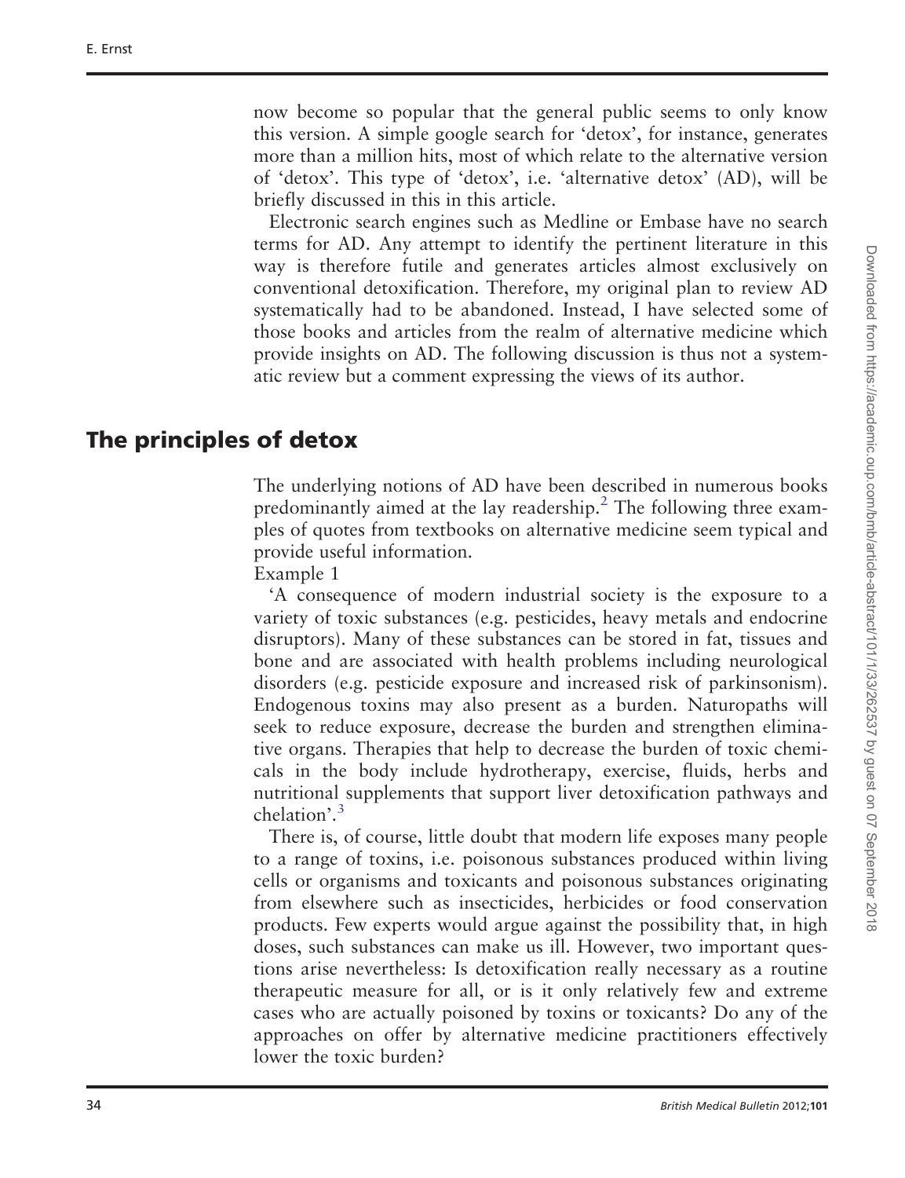now become so popular that the general public seems to only know this version. A simple google search for 'detox', for instance, generates more than a million hits, most of which relate to the alternative version of 'detox'. This type of 'detox', i.e. 'alternative detox' (AD), will be briefly discussed in this in this article.

Electronic search engines such as Medline or Embase have no search terms for AD. Any attempt to identify the pertinent literature in this way is therefore futile and generates articles almost exclusively on conventional detoxification. Therefore, my original plan to review AD systematically had to be abandoned. Instead, I have selected some of those books and articles from the realm of alternative medicine which provide insights on AD. The following discussion is thus not a systematic review but a comment expressing the views of its author.

## The principles of detox

The underlying notions of AD have been described in numerous books predominantly aimed at the lay readership.[2] The following three examples of quotes from textbooks on alternative medicine seem typical and provide useful information.

Example 1

'A consequence of modern industrial society is the exposure to a variety of toxic substances (e.g. pesticides, heavy metals and endocrine disruptors). Many of these substances can be stored in fat, tissues and bone and are associated with health problems including neurological disorders (e.g. pesticide exposure and increased risk of parkinsonism). Endogenous toxins may also present as a burden. Naturopaths will seek to reduce exposure, decrease the burden and strengthen eliminative organs. Therapies that help to decrease the burden of toxic chemicals in the body include hydrotherapy, exercise, fluids, herbs and nutritional supplements that support liver detoxification pathways and chelation'.[3]

There is, of course, little doubt that modern life exposes many people to a range of toxins, i.e. poisonous substances produced within living cells or organisms and toxicants and poisonous substances originating from elsewhere such as insecticides, herbicides or food conservation products. Few experts would argue against the possibility that, in high doses, such substances can make us ill. However, two important questions arise nevertheless: Is detoxification really necessary as a routine therapeutic measure for all, or is it only relatively few and extreme cases who are actually poisoned by toxins or toxicants? Do any of the approaches on offer by alternative medicine practitioners effectively lower the toxic burden?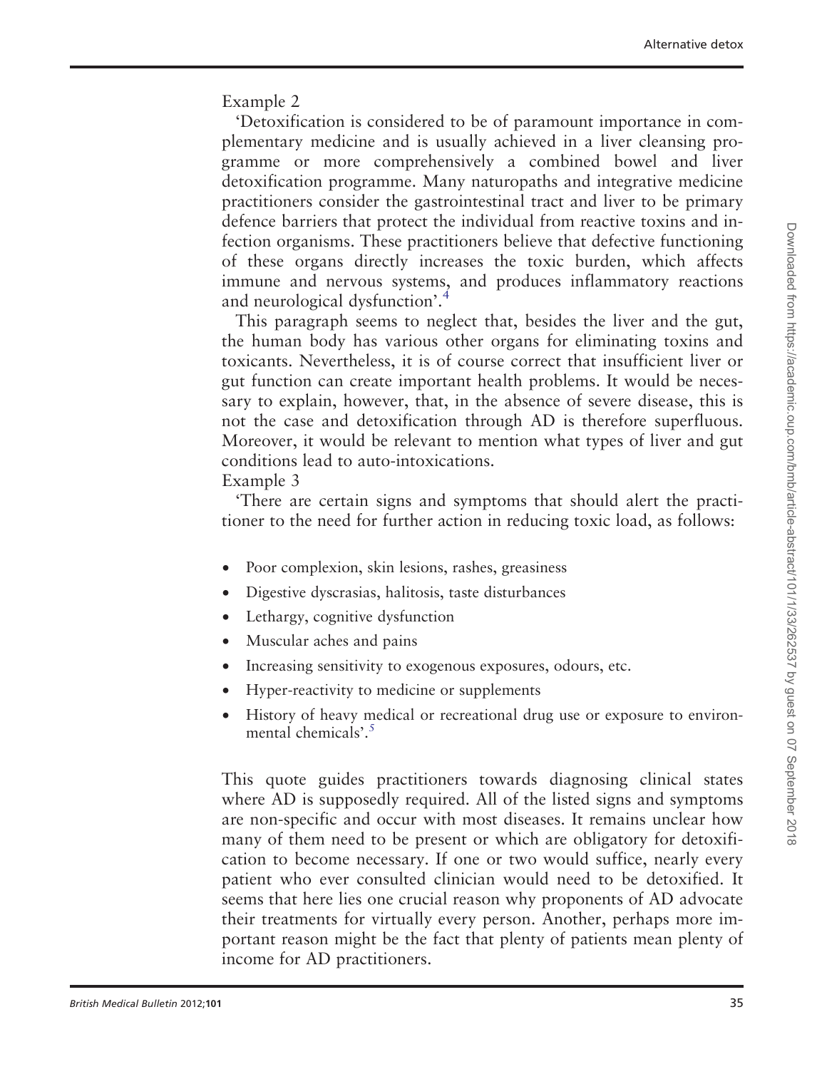Example 2

'Detoxification is considered to be of paramount importance in complementary medicine and is usually achieved in a liver cleansing programme or more comprehensively a combined bowel and liver detoxification programme. Many naturopaths and integrative medicine practitioners consider the gastrointestinal tract and liver to be primary defence barriers that protect the individual from reactive toxins and infection organisms. These practitioners believe that defective functioning of these organs directly increases the toxic burden, which affects immune and nervous systems, and produces inflammatory reactions and neurological dysfunction'.[4]

This paragraph seems to neglect that, besides the liver and the gut, the human body has various other organs for eliminating toxins and toxicants. Nevertheless, it is of course correct that insufficient liver or gut function can create important health problems. It would be necessary to explain, however, that, in the absence of severe disease, this is not the case and detoxification through AD is therefore superfluous. Moreover, it would be relevant to mention what types of liver and gut conditions lead to auto-intoxications.

Example 3

'There are certain signs and symptoms that should alert the practitioner to the need for further action in reducing toxic load, as follows:

- Poor complexion, skin lesions, rashes, greasiness
- Digestive dyscrasias, halitosis, taste disturbances
- Lethargy, cognitive dysfunction
- Muscular aches and pains
- Increasing sensitivity to exogenous exposures, odours, etc.
- Hyper-reactivity to medicine or supplements
- History of heavy medical or recreational drug use or exposure to environmental chemicals'.[5]

This quote guides practitioners towards diagnosing clinical states where AD is supposedly required. All of the listed signs and symptoms are non-specific and occur with most diseases. It remains unclear how many of them need to be present or which are obligatory for detoxification to become necessary. If one or two would suffice, nearly every patient who ever consulted clinician would need to be detoxified. It seems that here lies one crucial reason why proponents of AD advocate their treatments for virtually every person. Another, perhaps more important reason might be the fact that plenty of patients mean plenty of income for AD practitioners.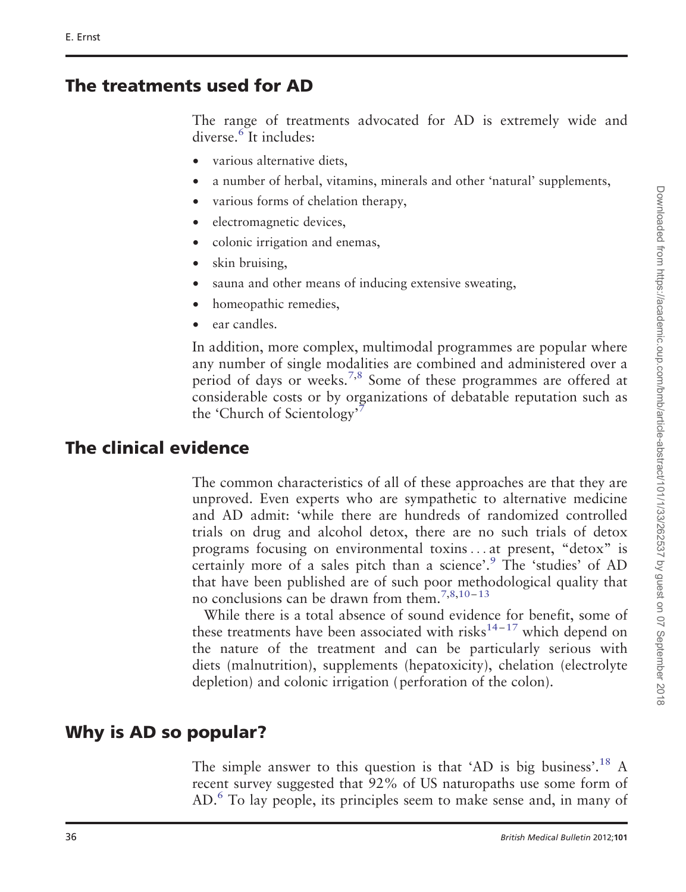## The treatments used for AD

The range of treatments advocated for AD is extremely wide and diverse.[6] It includes:

- various alternative diets,
- a number of herbal, vitamins, minerals and other 'natural' supplements,
- various forms of chelation therapy,
- electromagnetic devices,
- colonic irrigation and enemas,
- skin bruising,
- sauna and other means of inducing extensive sweating,
- homeopathic remedies,
- ear candles.

In addition, more complex, multimodal programmes are popular where any number of single modalities are combined and administered over a period of days or weeks.[7,8] Some of these programmes are offered at considerable costs or by organizations of debatable reputation such as the 'Church of Scientology'[7]

## The clinical evidence

The common characteristics of all of these approaches are that they are unproved. Even experts who are sympathetic to alternative medicine and AD admit: 'while there are hundreds of randomized controlled trials on drug and alcohol detox, there are no such trials of detox programs focusing on environmental toxins ... at present, "detox" is certainly more of a sales pitch than a science'.[9] The 'studies' of AD that have been published are of such poor methodological quality that no conclusions can be drawn from them.[7,8,10–13]

While there is a total absence of sound evidence for benefit, some of these treatments have been associated with risks[14–17] which depend on the nature of the treatment and can be particularly serious with diets (malnutrition), supplements (hepatoxicity), chelation (electrolyte depletion) and colonic irrigation (perforation of the colon).

## Why is AD so popular?

The simple answer to this question is that 'AD is big business'.[18] A recent survey suggested that 92% of US naturopaths use some form of AD.[6] To lay people, its principles seem to make sense and, in many of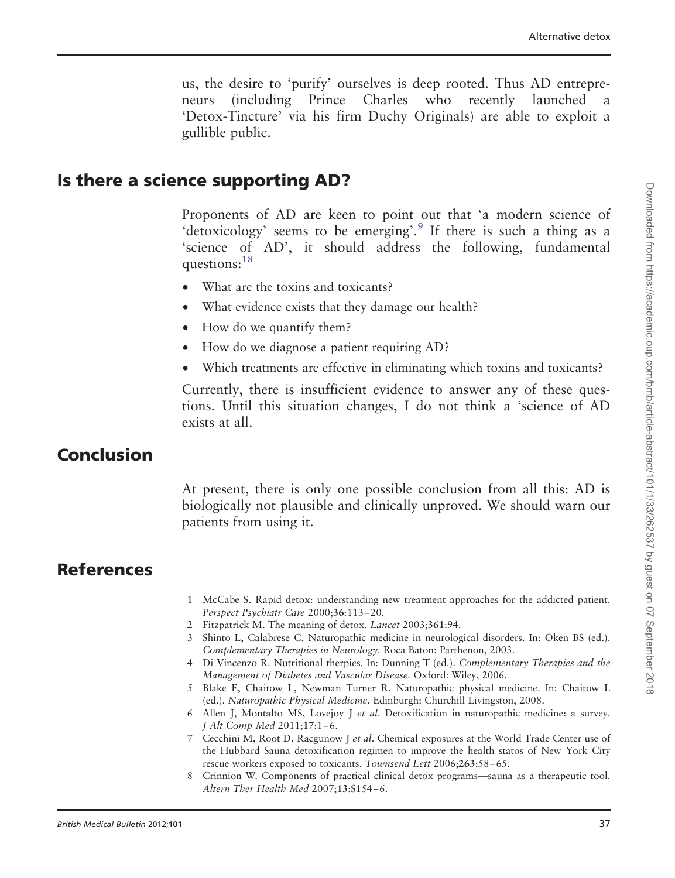us, the desire to 'purify' ourselves is deep rooted. Thus AD entrepreneurs (including Prince Charles who recently launched a 'Detox-Tincture' via his firm Duchy Originals) are able to exploit a gullible public.

## Is there a science supporting AD?

Proponents of AD are keen to point out that 'a modern science of 'detoxicology' seems to be emerging'.[9] If there is such a thing as a 'science of AD', it should address the following, fundamental questions:[18]

- What are the toxins and toxicants?
- What evidence exists that they damage our health?
- How do we quantify them?
- How do we diagnose a patient requiring AD?
- Which treatments are effective in eliminating which toxins and toxicants?

Currently, there is insufficient evidence to answer any of these questions. Until this situation changes, I do not think a 'science of AD exists at all.

## Conclusion

At present, there is only one possible conclusion from all this: AD is biologically not plausible and clinically unproved. We should warn our patients from using it.

## References

1. McCabe S. Rapid detox: understanding new treatment approaches for the addicted patient. *Perspect Psychiatr Care* 2000;**36**:113–20.
2. Fitzpatrick M. The meaning of detox. *Lancet* 2003;**361**:94.
3. Shinto L, Calabrese C. Naturopathic medicine in neurological disorders. In: Oken BS (ed.). *Complementary Therapies in Neurology*. Roca Baton: Parthenon, 2003.
4. Di Vincenzo R. Nutritional therpies. In: Dunning T (ed.). *Complementary Therapies and the Management of Diabetes and Vascular Disease*. Oxford: Wiley, 2006.
5. Blake E, Chaitow L, Newman Turner R. Naturopathic physical medicine. In: Chaitow L (ed.). *Naturopathic Physical Medicine*. Edinburgh: Churchill Livingston, 2008.
6. Allen J, Montalto MS, Lovejoy J *et al*. Detoxification in naturopathic medicine: a survey. *J Alt Comp Med* 2011;**17**:1–6.
7. Cecchini M, Root D, Racgunow J *et al*. Chemical exposures at the World Trade Center use of the Hubbard Sauna detoxification regimen to improve the health status of New York City rescue workers exposed to toxicants. *Townsend Lett* 2006;**263**:58–65.
8. Crinnion W. Components of practical clinical detox programs—sauna as a therapeutic tool. *Altern Ther Health Med* 2007;**13**:S154–6.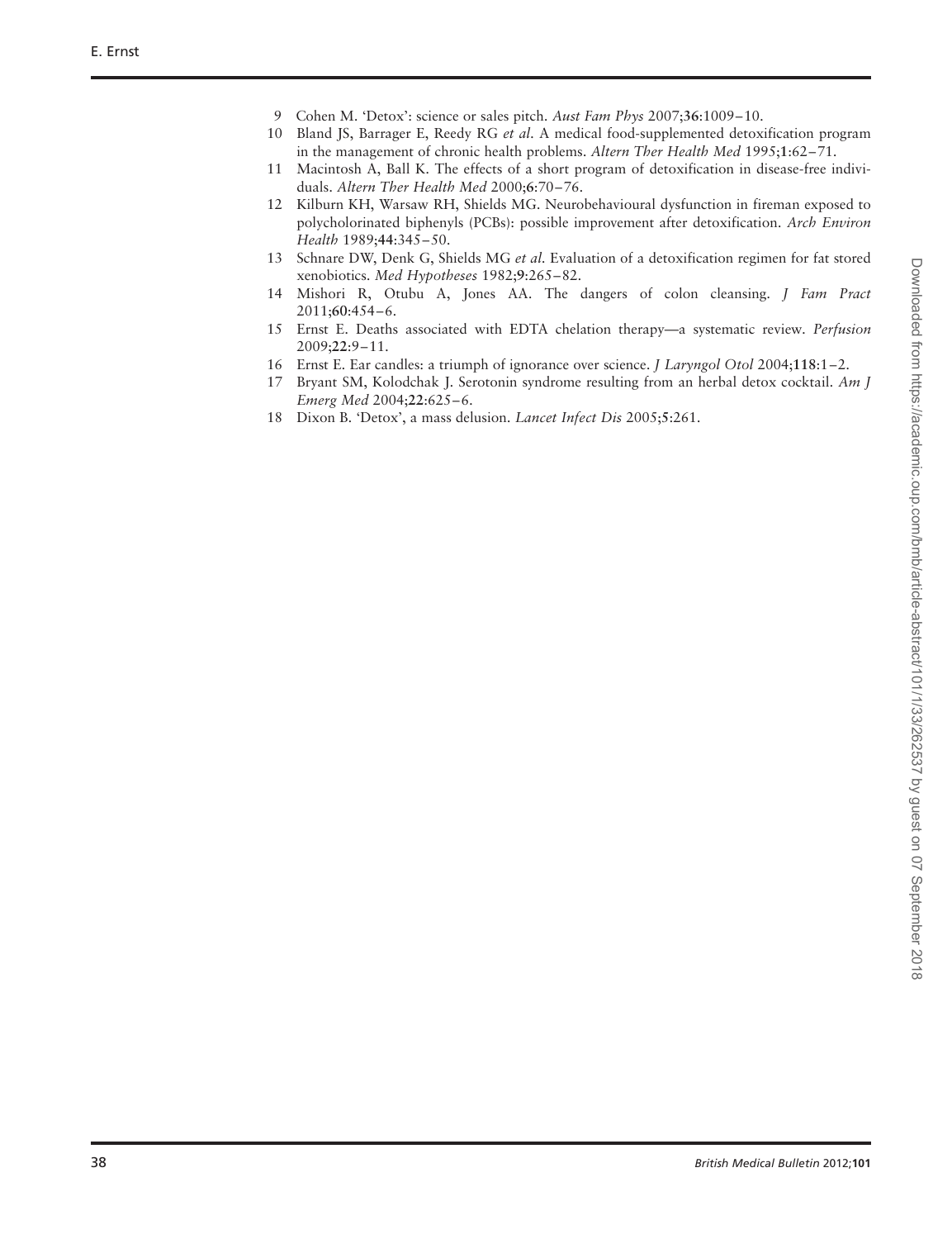9 Cohen M. 'Detox': science or sales pitch. *Aust Fam Phys* 2007;**36**:1009–10.
10 Bland JS, Barrager E, Reedy RG *et al*. A medical food-supplemented detoxification program in the management of chronic health problems. *Altern Ther Health Med* 1995;**1**:62–71.
11 Macintosh A, Ball K. The effects of a short program of detoxification in disease-free individuals. *Altern Ther Health Med* 2000;**6**:70–76.
12 Kilburn KH, Warsaw RH, Shields MG. Neurobehavioural dysfunction in fireman exposed to polycholorinated biphenyls (PCBs): possible improvement after detoxification. *Arch Environ Health* 1989;**44**:345–50.
13 Schnare DW, Denk G, Shields MG *et al*. Evaluation of a detoxification regimen for fat stored xenobiotics. *Med Hypotheses* 1982;**9**:265–82.
14 Mishori R, Otubu A, Jones AA. The dangers of colon cleansing. *J Fam Pract* 2011;**60**:454–6.
15 Ernst E. Deaths associated with EDTA chelation therapy—a systematic review. *Perfusion* 2009;**22**:9–11.
16 Ernst E. Ear candles: a triumph of ignorance over science. *J Laryngol Otol* 2004;**118**:1–2.
17 Bryant SM, Kolodchak J. Serotonin syndrome resulting from an herbal detox cocktail. *Am J Emerg Med* 2004;**22**:625–6.
18 Dixon B. 'Detox', a mass delusion. *Lancet Infect Dis* 2005;**5**:261.